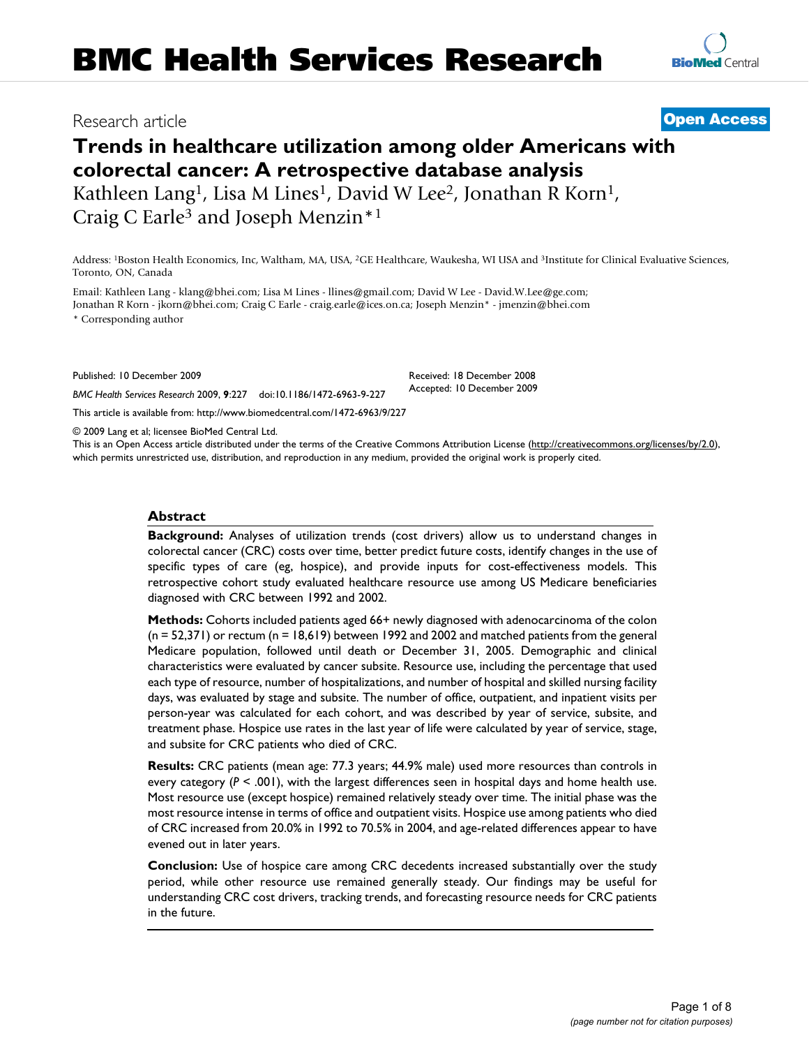Research article **Open Access**

# Trends in healthcare utilization among older Americans with colorectal cancer: A retrospective database analysis

Kathleen Lang[1], Lisa M Lines[1], David W Lee[2], Jonathan R Korn[1], Craig C Earle[3] and Joseph Menzin*[1]

Address: [1]Boston Health Economics, Inc, Waltham, MA, USA, [2]GE Healthcare, Waukesha, WI USA and [3]Institute for Clinical Evaluative Sciences, Toronto, ON, Canada

Email: Kathleen Lang - klang@bhei.com; Lisa M Lines - llines@gmail.com; David W Lee - David.W.Lee@ge.com; Jonathan R Korn - jkorn@bhei.com; Craig C Earle - craig.earle@ices.on.ca; Joseph Menzin* - jmenzin@bhei.com

* Corresponding author

Published: 10 December 2009

*BMC Health Services Research* 2009, **9**:227 doi:10.1186/1472-6963-9-227

Received: 18 December 2008
Accepted: 10 December 2009

This article is available from: http://www.biomedcentral.com/1472-6963/9/227

© 2009 Lang et al; licensee BioMed Central Ltd.
This is an Open Access article distributed under the terms of the Creative Commons Attribution License (http://creativecommons.org/licenses/by/2.0), which permits unrestricted use, distribution, and reproduction in any medium, provided the original work is properly cited.

## Abstract

**Background:** Analyses of utilization trends (cost drivers) allow us to understand changes in colorectal cancer (CRC) costs over time, better predict future costs, identify changes in the use of specific types of care (eg, hospice), and provide inputs for cost-effectiveness models. This retrospective cohort study evaluated healthcare resource use among US Medicare beneficiaries diagnosed with CRC between 1992 and 2002.

**Methods:** Cohorts included patients aged 66+ newly diagnosed with adenocarcinoma of the colon (n = 52,371) or rectum (n = 18,619) between 1992 and 2002 and matched patients from the general Medicare population, followed until death or December 31, 2005. Demographic and clinical characteristics were evaluated by cancer subsite. Resource use, including the percentage that used each type of resource, number of hospitalizations, and number of hospital and skilled nursing facility days, was evaluated by stage and subsite. The number of office, outpatient, and inpatient visits per person-year was calculated for each cohort, and was described by year of service, subsite, and treatment phase. Hospice use rates in the last year of life were calculated by year of service, stage, and subsite for CRC patients who died of CRC.

**Results:** CRC patients (mean age: 77.3 years; 44.9% male) used more resources than controls in every category ($P < .001$), with the largest differences seen in hospital days and home health use. Most resource use (except hospice) remained relatively steady over time. The initial phase was the most resource intense in terms of office and outpatient visits. Hospice use among patients who died of CRC increased from 20.0% in 1992 to 70.5% in 2004, and age-related differences appear to have evened out in later years.

**Conclusion:** Use of hospice care among CRC decedents increased substantially over the study period, while other resource use remained generally steady. Our findings may be useful for understanding CRC cost drivers, tracking trends, and forecasting resource needs for CRC patients in the future.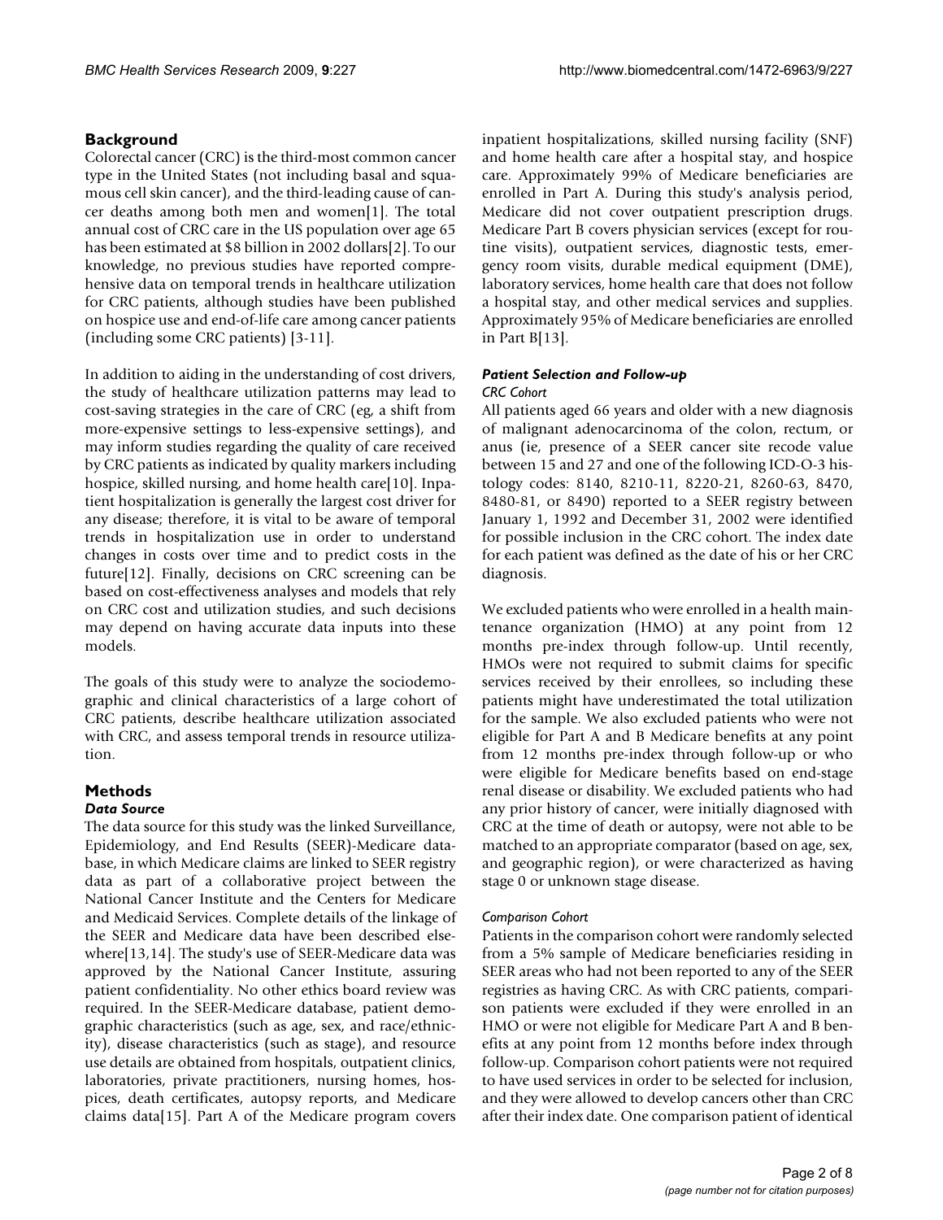## Background

Colorectal cancer (CRC) is the third-most common cancer type in the United States (not including basal and squamous cell skin cancer), and the third-leading cause of cancer deaths among both men and women[1]. The total annual cost of CRC care in the US population over age 65 has been estimated at $8 billion in 2002 dollars[2]. To our knowledge, no previous studies have reported comprehensive data on temporal trends in healthcare utilization for CRC patients, although studies have been published on hospice use and end-of-life care among cancer patients (including some CRC patients) [3-11].

In addition to aiding in the understanding of cost drivers, the study of healthcare utilization patterns may lead to cost-saving strategies in the care of CRC (eg, a shift from more-expensive settings to less-expensive settings), and may inform studies regarding the quality of care received by CRC patients as indicated by quality markers including hospice, skilled nursing, and home health care[10]. Inpatient hospitalization is generally the largest cost driver for any disease; therefore, it is vital to be aware of temporal trends in hospitalization use in order to understand changes in costs over time and to predict costs in the future[12]. Finally, decisions on CRC screening can be based on cost-effectiveness analyses and models that rely on CRC cost and utilization studies, and such decisions may depend on having accurate data inputs into these models.

The goals of this study were to analyze the sociodemographic and clinical characteristics of a large cohort of CRC patients, describe healthcare utilization associated with CRC, and assess temporal trends in resource utilization.

## Methods

### *Data Source*

The data source for this study was the linked Surveillance, Epidemiology, and End Results (SEER)-Medicare database, in which Medicare claims are linked to SEER registry data as part of a collaborative project between the National Cancer Institute and the Centers for Medicare and Medicaid Services. Complete details of the linkage of the SEER and Medicare data have been described elsewhere[13,14]. The study's use of SEER-Medicare data was approved by the National Cancer Institute, assuring patient confidentiality. No other ethics board review was required. In the SEER-Medicare database, patient demographic characteristics (such as age, sex, and race/ethnicity), disease characteristics (such as stage), and resource use details are obtained from hospitals, outpatient clinics, laboratories, private practitioners, nursing homes, hospices, death certificates, autopsy reports, and Medicare claims data[15]. Part A of the Medicare program covers inpatient hospitalizations, skilled nursing facility (SNF) and home health care after a hospital stay, and hospice care. Approximately 99% of Medicare beneficiaries are enrolled in Part A. During this study's analysis period, Medicare did not cover outpatient prescription drugs. Medicare Part B covers physician services (except for routine visits), outpatient services, diagnostic tests, emergency room visits, durable medical equipment (DME), laboratory services, home health care that does not follow a hospital stay, and other medical services and supplies. Approximately 95% of Medicare beneficiaries are enrolled in Part B[13].

### *Patient Selection and Follow-up*

#### *CRC Cohort*

All patients aged 66 years and older with a new diagnosis of malignant adenocarcinoma of the colon, rectum, or anus (ie, presence of a SEER cancer site recode value between 15 and 27 and one of the following ICD-O-3 histology codes: 8140, 8210-11, 8220-21, 8260-63, 8470, 8480-81, or 8490) reported to a SEER registry between January 1, 1992 and December 31, 2002 were identified for possible inclusion in the CRC cohort. The index date for each patient was defined as the date of his or her CRC diagnosis.

We excluded patients who were enrolled in a health maintenance organization (HMO) at any point from 12 months pre-index through follow-up. Until recently, HMOs were not required to submit claims for specific services received by their enrollees, so including these patients might have underestimated the total utilization for the sample. We also excluded patients who were not eligible for Part A and B Medicare benefits at any point from 12 months pre-index through follow-up or who were eligible for Medicare benefits based on end-stage renal disease or disability. We excluded patients who had any prior history of cancer, were initially diagnosed with CRC at the time of death or autopsy, were not able to be matched to an appropriate comparator (based on age, sex, and geographic region), or were characterized as having stage 0 or unknown stage disease.

#### *Comparison Cohort*

Patients in the comparison cohort were randomly selected from a 5% sample of Medicare beneficiaries residing in SEER areas who had not been reported to any of the SEER registries as having CRC. As with CRC patients, comparison patients were excluded if they were enrolled in an HMO or were not eligible for Medicare Part A and B benefits at any point from 12 months before index through follow-up. Comparison cohort patients were not required to have used services in order to be selected for inclusion, and they were allowed to develop cancers other than CRC after their index date. One comparison patient of identical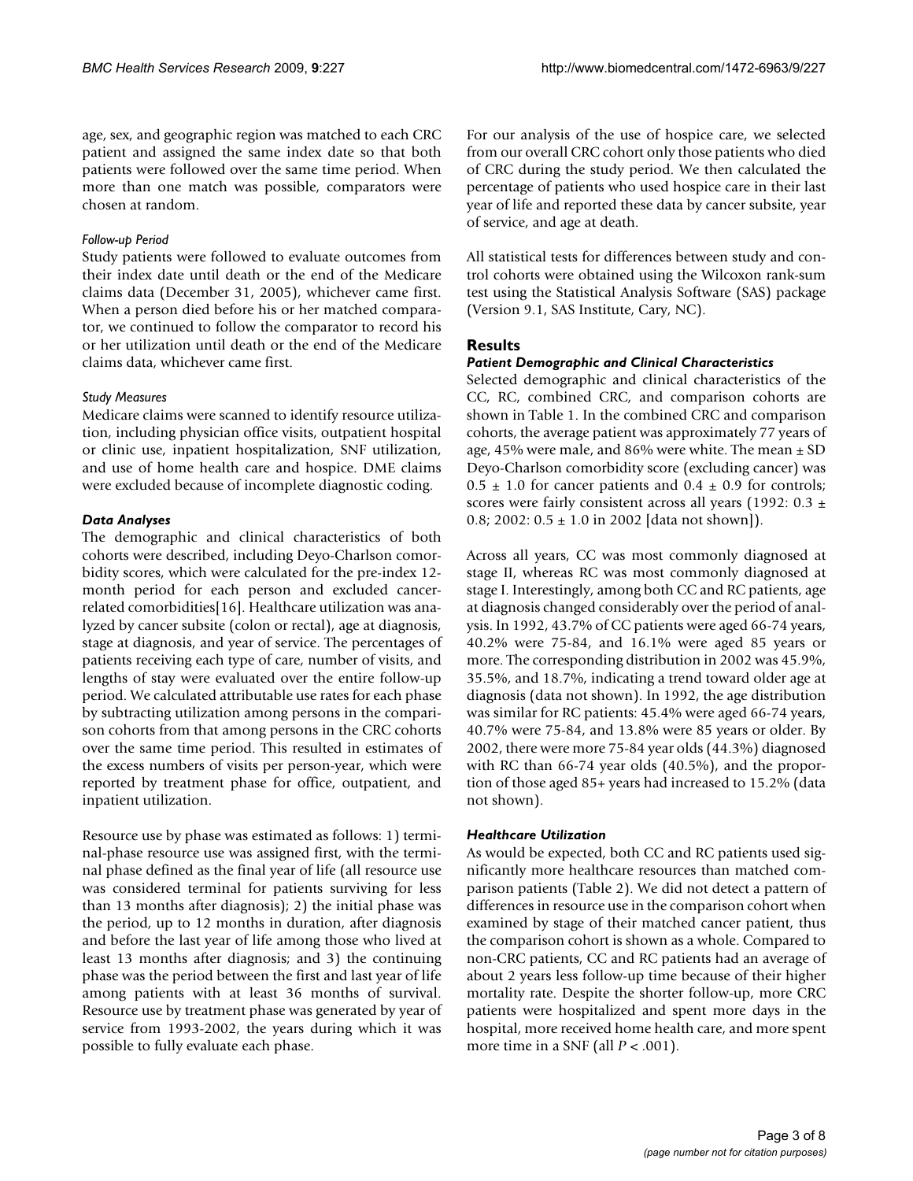age, sex, and geographic region was matched to each CRC patient and assigned the same index date so that both patients were followed over the same time period. When more than one match was possible, comparators were chosen at random.

*Follow-up Period*

Study patients were followed to evaluate outcomes from their index date until death or the end of the Medicare claims data (December 31, 2005), whichever came first. When a person died before his or her matched comparator, we continued to follow the comparator to record his or her utilization until death or the end of the Medicare claims data, whichever came first.

*Study Measures*

Medicare claims were scanned to identify resource utilization, including physician office visits, outpatient hospital or clinic use, inpatient hospitalization, SNF utilization, and use of home health care and hospice. DME claims were excluded because of incomplete diagnostic coding.

### *Data Analyses*

The demographic and clinical characteristics of both cohorts were described, including Deyo-Charlson comorbidity scores, which were calculated for the pre-index 12-month period for each person and excluded cancer-related comorbidities[16]. Healthcare utilization was analyzed by cancer subsite (colon or rectal), age at diagnosis, stage at diagnosis, and year of service. The percentages of patients receiving each type of care, number of visits, and lengths of stay were evaluated over the entire follow-up period. We calculated attributable use rates for each phase by subtracting utilization among persons in the comparison cohorts from that among persons in the CRC cohorts over the same time period. This resulted in estimates of the excess numbers of visits per person-year, which were reported by treatment phase for office, outpatient, and inpatient utilization.

Resource use by phase was estimated as follows: 1) terminal-phase resource use was assigned first, with the terminal phase defined as the final year of life (all resource use was considered terminal for patients surviving for less than 13 months after diagnosis); 2) the initial phase was the period, up to 12 months in duration, after diagnosis and before the last year of life among those who lived at least 13 months after diagnosis; and 3) the continuing phase was the period between the first and last year of life among patients with at least 36 months of survival. Resource use by treatment phase was generated by year of service from 1993-2002, the years during which it was possible to fully evaluate each phase.

For our analysis of the use of hospice care, we selected from our overall CRC cohort only those patients who died of CRC during the study period. We then calculated the percentage of patients who used hospice care in their last year of life and reported these data by cancer subsite, year of service, and age at death.

All statistical tests for differences between study and control cohorts were obtained using the Wilcoxon rank-sum test using the Statistical Analysis Software (SAS) package (Version 9.1, SAS Institute, Cary, NC).

## Results

### *Patient Demographic and Clinical Characteristics*

Selected demographic and clinical characteristics of the CC, RC, combined CRC, and comparison cohorts are shown in Table 1. In the combined CRC and comparison cohorts, the average patient was approximately 77 years of age, 45% were male, and 86% were white. The mean ± SD Deyo-Charlson comorbidity score (excluding cancer) was 0.5 ± 1.0 for cancer patients and 0.4 ± 0.9 for controls; scores were fairly consistent across all years (1992: 0.3 ± 0.8; 2002: 0.5 ± 1.0 in 2002 [data not shown]).

Across all years, CC was most commonly diagnosed at stage II, whereas RC was most commonly diagnosed at stage I. Interestingly, among both CC and RC patients, age at diagnosis changed considerably over the period of analysis. In 1992, 43.7% of CC patients were aged 66-74 years, 40.2% were 75-84, and 16.1% were aged 85 years or more. The corresponding distribution in 2002 was 45.9%, 35.5%, and 18.7%, indicating a trend toward older age at diagnosis (data not shown). In 1992, the age distribution was similar for RC patients: 45.4% were aged 66-74 years, 40.7% were 75-84, and 13.8% were 85 years or older. By 2002, there were more 75-84 year olds (44.3%) diagnosed with RC than 66-74 year olds (40.5%), and the proportion of those aged 85+ years had increased to 15.2% (data not shown).

### *Healthcare Utilization*

As would be expected, both CC and RC patients used significantly more healthcare resources than matched comparison patients (Table 2). We did not detect a pattern of differences in resource use in the comparison cohort when examined by stage of their matched cancer patient, thus the comparison cohort is shown as a whole. Compared to non-CRC patients, CC and RC patients had an average of about 2 years less follow-up time because of their higher mortality rate. Despite the shorter follow-up, more CRC patients were hospitalized and spent more days in the hospital, more received home health care, and more spent more time in a SNF (all $P < .001$).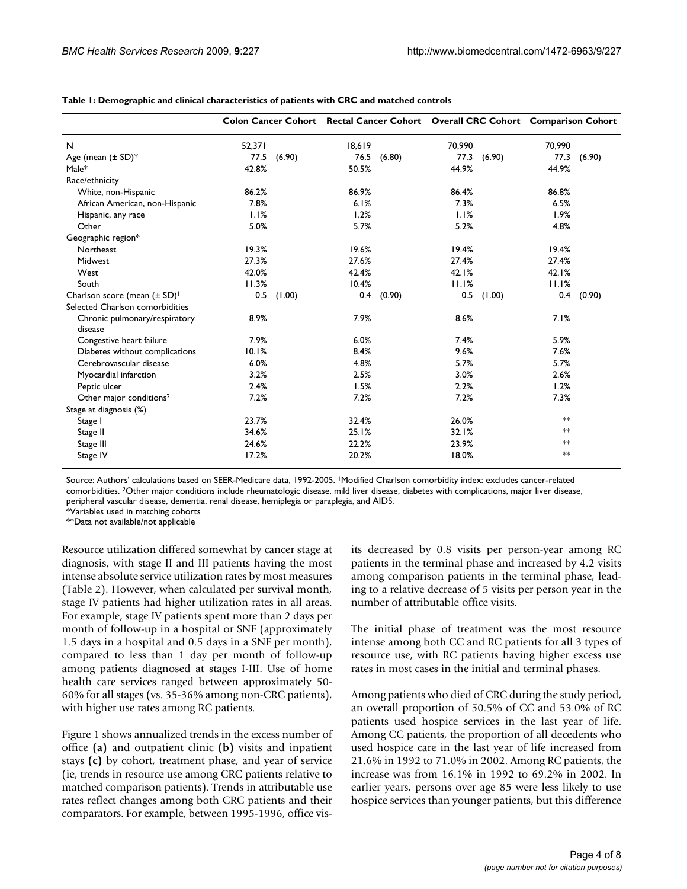**Table 1: Demographic and clinical characteristics of patients with CRC and matched controls**

| | Colon Cancer Cohort | | Rectal Cancer Cohort | | Overall CRC Cohort | | Comparison Cohort | |
|---|---|---|---|---|---|---|---|---|
| N | 52,371 | | 18,619 | | 70,990 | | 70,990 | |
| Age (mean (± SD)* | 77.5 | (6.90) | 76.5 | (6.80) | 77.3 | (6.90) | 77.3 | (6.90) |
| Male* | 42.8% | | 50.5% | | 44.9% | | 44.9% | |
| Race/ethnicity | | | | | | | | |
| White, non-Hispanic | 86.2% | | 86.9% | | 86.4% | | 86.8% | |
| African American, non-Hispanic | 7.8% | | 6.1% | | 7.3% | | 6.5% | |
| Hispanic, any race | 1.1% | | 1.2% | | 1.1% | | 1.9% | |
| Other | 5.0% | | 5.7% | | 5.2% | | 4.8% | |
| Geographic region* | | | | | | | | |
| Northeast | 19.3% | | 19.6% | | 19.4% | | 19.4% | |
| Midwest | 27.3% | | 27.6% | | 27.4% | | 27.4% | |
| West | 42.0% | | 42.4% | | 42.1% | | 42.1% | |
| South | 11.3% | | 10.4% | | 11.1% | | 11.1% | |
| Charlson score (mean (± SD)[1] | 0.5 | (1.00) | 0.4 | (0.90) | 0.5 | (1.00) | 0.4 | (0.90) |
| Selected Charlson comorbidities | | | | | | | | |
| Chronic pulmonary/respiratory disease | 8.9% | | 7.9% | | 8.6% | | 7.1% | |
| Congestive heart failure | 7.9% | | 6.0% | | 7.4% | | 5.9% | |
| Diabetes without complications | 10.1% | | 8.4% | | 9.6% | | 7.6% | |
| Cerebrovascular disease | 6.0% | | 4.8% | | 5.7% | | 5.7% | |
| Myocardial infarction | 3.2% | | 2.5% | | 3.0% | | 2.6% | |
| Peptic ulcer | 2.4% | | 1.5% | | 2.2% | | 1.2% | |
| Other major conditions[2] | 7.2% | | 7.2% | | 7.2% | | 7.3% | |
| Stage at diagnosis (%) | | | | | | | | |
| Stage I | 23.7% | | 32.4% | | 26.0% | | ** | |
| Stage II | 34.6% | | 25.1% | | 32.1% | | ** | |
| Stage III | 24.6% | | 22.2% | | 23.9% | | ** | |
| Stage IV | 17.2% | | 20.2% | | 18.0% | | ** | |

Source: Authors' calculations based on SEER-Medicare data, 1992-2005. [1]Modified Charlson comorbidity index: excludes cancer-related comorbidities. [2]Other major conditions include rheumatologic disease, mild liver disease, diabetes with complications, major liver disease, peripheral vascular disease, dementia, renal disease, hemiplegia or paraplegia, and AIDS.
*Variables used in matching cohorts
**Data not available/not applicable

Resource utilization differed somewhat by cancer stage at diagnosis, with stage II and III patients having the most intense absolute service utilization rates by most measures (Table 2). However, when calculated per survival month, stage IV patients had higher utilization rates in all areas. For example, stage IV patients spent more than 2 days per month of follow-up in a hospital or SNF (approximately 1.5 days in a hospital and 0.5 days in a SNF per month), compared to less than 1 day per month of follow-up among patients diagnosed at stages I-III. Use of home health care services ranged between approximately 50-60% for all stages (vs. 35-36% among non-CRC patients), with higher use rates among RC patients.

Figure 1 shows annualized trends in the excess number of office **(a)** and outpatient clinic **(b)** visits and inpatient stays **(c)** by cohort, treatment phase, and year of service (ie, trends in resource use among CRC patients relative to matched comparison patients). Trends in attributable use rates reflect changes among both CRC patients and their comparators. For example, between 1995-1996, office visits decreased by 0.8 visits per person-year among RC patients in the terminal phase and increased by 4.2 visits among comparison patients in the terminal phase, leading to a relative decrease of 5 visits per person year in the number of attributable office visits.

The initial phase of treatment was the most resource intense among both CC and RC patients for all 3 types of resource use, with RC patients having higher excess use rates in most cases in the initial and terminal phases.

Among patients who died of CRC during the study period, an overall proportion of 50.5% of CC and 53.0% of RC patients used hospice services in the last year of life. Among CC patients, the proportion of all decedents who used hospice care in the last year of life increased from 21.6% in 1992 to 71.0% in 2002. Among RC patients, the increase was from 16.1% in 1992 to 69.2% in 2002. In earlier years, persons over age 85 were less likely to use hospice services than younger patients, but this difference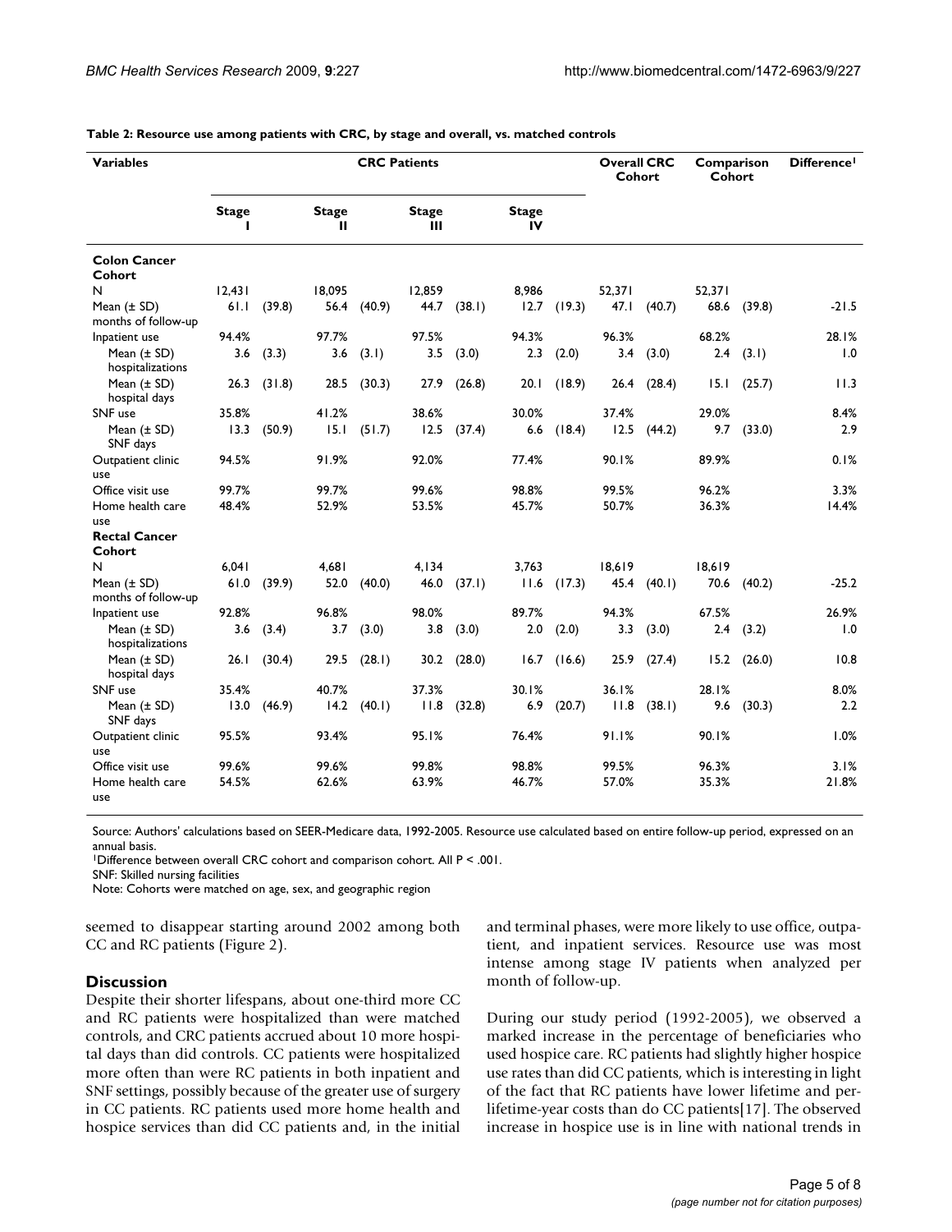**Table 2: Resource use among patients with CRC, by stage and overall, vs. matched controls**

| Variables | CRC Patients | | | | | | | | Overall CRC Cohort | | Comparison Cohort | | Difference[1] |
|---|---|---|---|---|---|---|---|---|---|---|---|---|---|
| | Stage I | | Stage II | | Stage III | | Stage IV | | | | | | |
| **Colon Cancer Cohort** | | | | | | | | | | | | | |
| N | 12,431 | | 18,095 | | 12,859 | | 8,986 | | 52,371 | | 52,371 | | |
| Mean (± SD) months of follow-up | 61.1 | (39.8) | 56.4 | (40.9) | 44.7 | (38.1) | 12.7 | (19.3) | 47.1 | (40.7) | 68.6 | (39.8) | -21.5 |
| Inpatient use | 94.4% | | 97.7% | | 97.5% | | 94.3% | | 96.3% | | 68.2% | | 28.1% |
| Mean (± SD) hospitalizations | 3.6 | (3.3) | 3.6 | (3.1) | 3.5 | (3.0) | 2.3 | (2.0) | 3.4 | (3.0) | 2.4 | (3.1) | 1.0 |
| Mean (± SD) hospital days | 26.3 | (31.8) | 28.5 | (30.3) | 27.9 | (26.8) | 20.1 | (18.9) | 26.4 | (28.4) | 15.1 | (25.7) | 11.3 |
| SNF use | 35.8% | | 41.2% | | 38.6% | | 30.0% | | 37.4% | | 29.0% | | 8.4% |
| Mean (± SD) SNF days | 13.3 | (50.9) | 15.1 | (51.7) | 12.5 | (37.4) | 6.6 | (18.4) | 12.5 | (44.2) | 9.7 | (33.0) | 2.9 |
| Outpatient clinic use | 94.5% | | 91.9% | | 92.0% | | 77.4% | | 90.1% | | 89.9% | | 0.1% |
| Office visit use | 99.7% | | 99.7% | | 99.6% | | 98.8% | | 99.5% | | 96.2% | | 3.3% |
| Home health care use | 48.4% | | 52.9% | | 53.5% | | 45.7% | | 50.7% | | 36.3% | | 14.4% |
| **Rectal Cancer Cohort** | | | | | | | | | | | | | |
| N | 6,041 | | 4,681 | | 4,134 | | 3,763 | | 18,619 | | 18,619 | | |
| Mean (± SD) months of follow-up | 61.0 | (39.9) | 52.0 | (40.0) | 46.0 | (37.1) | 11.6 | (17.3) | 45.4 | (40.1) | 70.6 | (40.2) | -25.2 |
| Inpatient use | 92.8% | | 96.8% | | 98.0% | | 89.7% | | 94.3% | | 67.5% | | 26.9% |
| Mean (± SD) hospitalizations | 3.6 | (3.4) | 3.7 | (3.0) | 3.8 | (3.0) | 2.0 | (2.0) | 3.3 | (3.0) | 2.4 | (3.2) | 1.0 |
| Mean (± SD) hospital days | 26.1 | (30.4) | 29.5 | (28.1) | 30.2 | (28.0) | 16.7 | (16.6) | 25.9 | (27.4) | 15.2 | (26.0) | 10.8 |
| SNF use | 35.4% | | 40.7% | | 37.3% | | 30.1% | | 36.1% | | 28.1% | | 8.0% |
| Mean (± SD) SNF days | 13.0 | (46.9) | 14.2 | (40.1) | 11.8 | (32.8) | 6.9 | (20.7) | 11.8 | (38.1) | 9.6 | (30.3) | 2.2 |
| Outpatient clinic use | 95.5% | | 93.4% | | 95.1% | | 76.4% | | 91.1% | | 90.1% | | 1.0% |
| Office visit use | 99.6% | | 99.6% | | 99.8% | | 98.8% | | 99.5% | | 96.3% | | 3.1% |
| Home health care use | 54.5% | | 62.6% | | 63.9% | | 46.7% | | 57.0% | | 35.3% | | 21.8% |

Source: Authors' calculations based on SEER-Medicare data, 1992-2005. Resource use calculated based on entire follow-up period, expressed on an annual basis.

[1]Difference between overall CRC cohort and comparison cohort. All P < .001.

SNF: Skilled nursing facilities

Note: Cohorts were matched on age, sex, and geographic region

seemed to disappear starting around 2002 among both CC and RC patients (Figure 2).

## Discussion

Despite their shorter lifespans, about one-third more CC and RC patients were hospitalized than were matched controls, and CRC patients accrued about 10 more hospital days than did controls. CC patients were hospitalized more often than were RC patients in both inpatient and SNF settings, possibly because of the greater use of surgery in CC patients. RC patients used more home health and hospice services than did CC patients and, in the initial and terminal phases, were more likely to use office, outpatient, and inpatient services. Resource use was most intense among stage IV patients when analyzed per month of follow-up.

During our study period (1992-2005), we observed a marked increase in the percentage of beneficiaries who used hospice care. RC patients had slightly higher hospice use rates than did CC patients, which is interesting in light of the fact that RC patients have lower lifetime and per-lifetime-year costs than do CC patients[17]. The observed increase in hospice use is in line with national trends in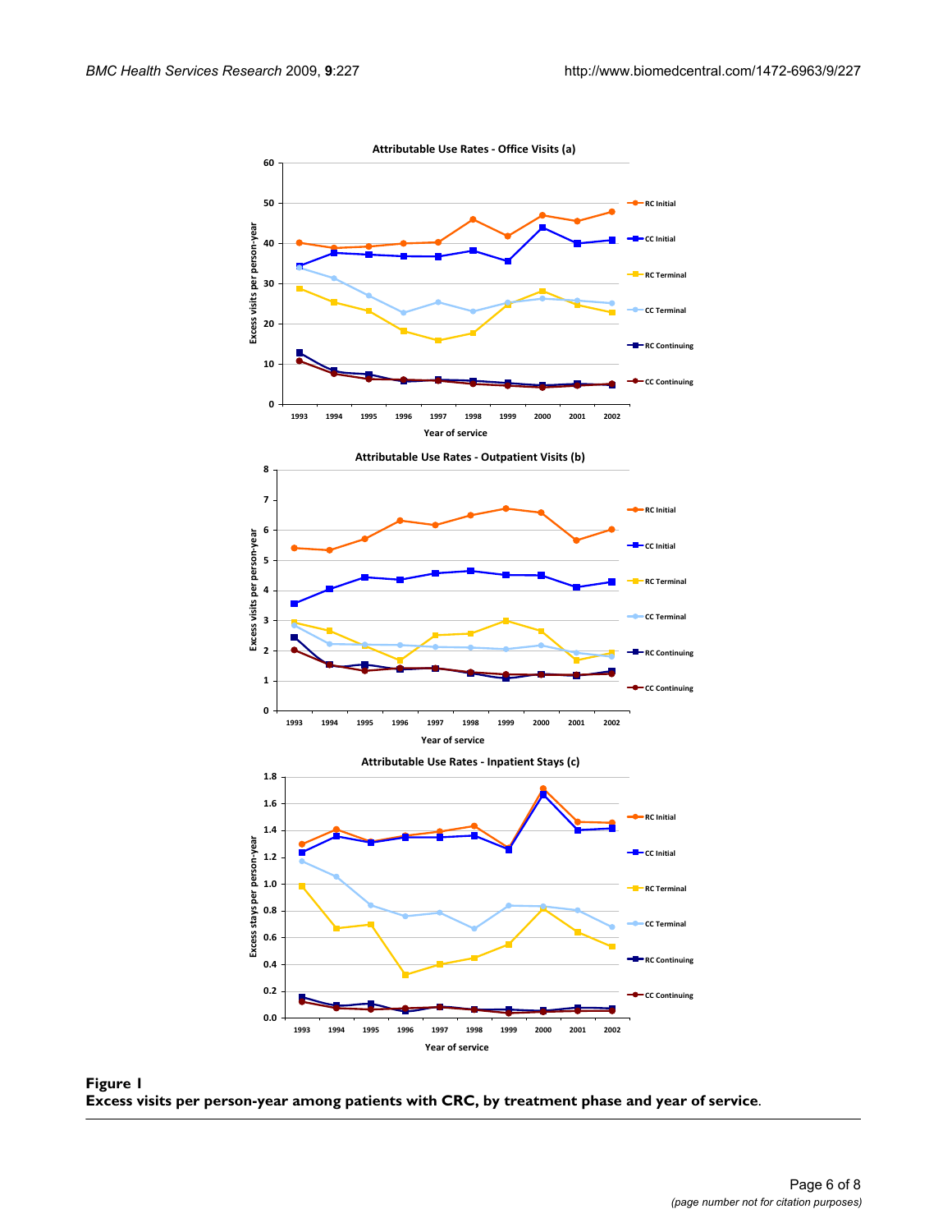**Figure 1**

**Excess visits per person-year among patients with CRC, by treatment phase and year of service.**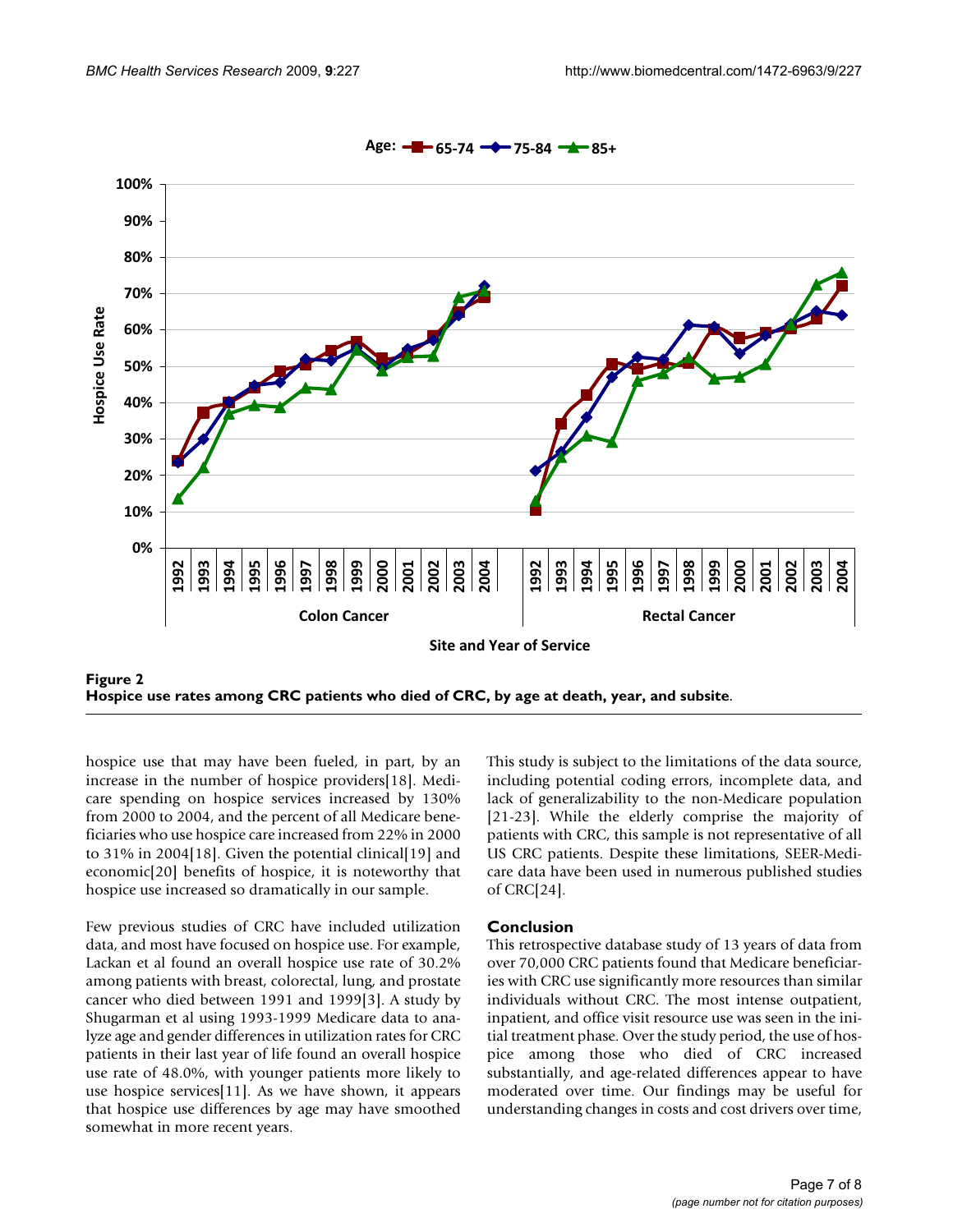**Figure 2**
**Hospice use rates among CRC patients who died of CRC, by age at death, year, and subsite.**

hospice use that may have been fueled, in part, by an increase in the number of hospice providers[18]. Medicare spending on hospice services increased by 130% from 2000 to 2004, and the percent of all Medicare beneficiaries who use hospice care increased from 22% in 2000 to 31% in 2004[18]. Given the potential clinical[19] and economic[20] benefits of hospice, it is noteworthy that hospice use increased so dramatically in our sample.

Few previous studies of CRC have included utilization data, and most have focused on hospice use. For example, Lackan et al found an overall hospice use rate of 30.2% among patients with breast, colorectal, lung, and prostate cancer who died between 1991 and 1999[3]. A study by Shugarman et al using 1993-1999 Medicare data to analyze age and gender differences in utilization rates for CRC patients in their last year of life found an overall hospice use rate of 48.0%, with younger patients more likely to use hospice services[11]. As we have shown, it appears that hospice use differences by age may have smoothed somewhat in more recent years.

This study is subject to the limitations of the data source, including potential coding errors, incomplete data, and lack of generalizability to the non-Medicare population [21-23]. While the elderly comprise the majority of patients with CRC, this sample is not representative of all US CRC patients. Despite these limitations, SEER-Medicare data have been used in numerous published studies of CRC[24].

## Conclusion

This retrospective database study of 13 years of data from over 70,000 CRC patients found that Medicare beneficiaries with CRC use significantly more resources than similar individuals without CRC. The most intense outpatient, inpatient, and office visit resource use was seen in the initial treatment phase. Over the study period, the use of hospice among those who died of CRC increased substantially, and age-related differences appear to have moderated over time. Our findings may be useful for understanding changes in costs and cost drivers over time,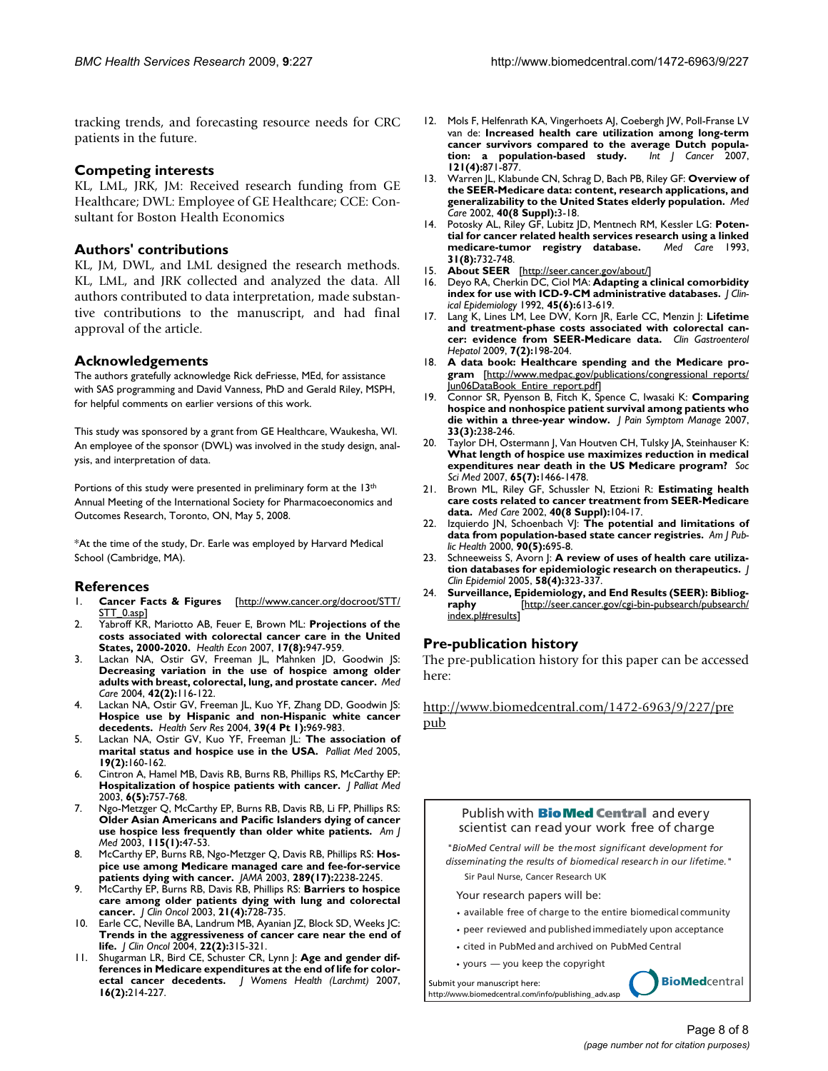tracking trends, and forecasting resource needs for CRC patients in the future.

## Competing interests

KL, LML, JRK, JM: Received research funding from GE Healthcare; DWL: Employee of GE Healthcare; CCE: Consultant for Boston Health Economics

## Authors' contributions

KL, JM, DWL, and LML designed the research methods. KL, LML, and JRK collected and analyzed the data. All authors contributed to data interpretation, made substantive contributions to the manuscript, and had final approval of the article.

## Acknowledgements

The authors gratefully acknowledge Rick deFriesse, MEd, for assistance with SAS programming and David Vanness, PhD and Gerald Riley, MSPH, for helpful comments on earlier versions of this work.

This study was sponsored by a grant from GE Healthcare, Waukesha, WI. An employee of the sponsor (DWL) was involved in the study design, analysis, and interpretation of data.

Portions of this study were presented in preliminary form at the 13th Annual Meeting of the International Society for Pharmacoeconomics and Outcomes Research, Toronto, ON, May 5, 2008.

*At the time of the study, Dr. Earle was employed by Harvard Medical School (Cambridge, MA).

## References

1. **Cancer Facts & Figures** [http://www.cancer.org/docroot/STT/STT_0.asp]
2. Yabroff KR, Mariotto AB, Feuer E, Brown ML: **Projections of the costs associated with colorectal cancer care in the United States, 2000-2020.** *Health Econ* 2007, **17(8):**947-959.
3. Lackan NA, Ostir GV, Freeman JL, Mahnken JD, Goodwin JS: **Decreasing variation in the use of hospice among older adults with breast, colorectal, lung, and prostate cancer.** *Med Care* 2004, **42(2):**116-122.
4. Lackan NA, Ostir GV, Freeman JL, Kuo YF, Zhang DD, Goodwin JS: **Hospice use by Hispanic and non-Hispanic white cancer decedents.** *Health Serv Res* 2004, **39(4 Pt 1):**969-983.
5. Lackan NA, Ostir GV, Kuo YF, Freeman JL: **The association of marital status and hospice use in the USA.** *Palliat Med* 2005, **19(2):**160-162.
6. Cintron A, Hamel MB, Davis RB, Burns RB, Phillips RS, McCarthy EP: **Hospitalization of hospice patients with cancer.** *J Palliat Med* 2003, **6(5):**757-768.
7. Ngo-Metzger Q, McCarthy EP, Burns RB, Davis RB, Li FP, Phillips RS: **Older Asian Americans and Pacific Islanders dying of cancer use hospice less frequently than older white patients.** *Am J Med* 2003, **115(1):**47-53.
8. McCarthy EP, Burns RB, Ngo-Metzger Q, Davis RB, Phillips RS: **Hospice use among Medicare managed care and fee-for-service patients dying with cancer.** *JAMA* 2003, **289(17):**2238-2245.
9. McCarthy EP, Burns RB, Davis RB, Phillips RS: **Barriers to hospice care among older patients dying with lung and colorectal cancer.** *J Clin Oncol* 2003, **21(4):**728-735.
10. Earle CC, Neville BA, Landrum MB, Ayanian JZ, Block SD, Weeks JC: **Trends in the aggressiveness of cancer care near the end of life.** *J Clin Oncol* 2004, **22(2):**315-321.
11. Shugarman LR, Bird CE, Schuster CR, Lynn J: **Age and gender differences in Medicare expenditures at the end of life for colorectal cancer decedents.** *J Womens Health (Larchmt)* 2007, **16(2):**214-227.
12. Mols F, Helfenrath KA, Vingerhoets AJ, Coebergh JW, Poll-Franse LV van de: **Increased health care utilization among long-term cancer survivors compared to the average Dutch population: a population-based study.** *Int J Cancer* 2007, **121(4):**871-877.
13. Warren JL, Klabunde CN, Schrag D, Bach PB, Riley GF: **Overview of the SEER-Medicare data: content, research applications, and generalizability to the United States elderly population.** *Med Care* 2002, **40(8 Suppl):**3-18.
14. Potosky AL, Riley GF, Lubitz JD, Mentnech RM, Kessler LG: **Potential for cancer related health services research using a linked medicare-tumor registry database.** *Med Care* 1993, **31(8):**732-748.
15. **About SEER** [http://seer.cancer.gov/about/]
16. Deyo RA, Cherkin DC, Ciol MA: **Adapting a clinical comorbidity index for use with ICD-9-CM administrative databases.** *J Clinical Epidemiology* 1992, **45(6):**613-619.
17. Lang K, Lines LM, Lee DW, Korn JR, Earle CC, Menzin J: **Lifetime and treatment-phase costs associated with colorectal cancer: evidence from SEER-Medicare data.** *Clin Gastroenterol Hepatol* 2009, **7(2):**198-204.
18. **A data book: Healthcare spending and the Medicare program** [http://www.medpac.gov/publications/congressional_reports/Jun06DataBook_Entire_report.pdf]
19. Connor SR, Pyenson B, Fitch K, Spence C, Iwasaki K: **Comparing hospice and nonhospice patient survival among patients who die within a three-year window.** *J Pain Symptom Manage* 2007, **33(3):**238-246.
20. Taylor DH, Ostermann J, Van Houtven CH, Tulsky JA, Steinhauser K: **What length of hospice use maximizes reduction in medical expenditures near death in the US Medicare program?** *Soc Sci Med* 2007, **65(7):**1466-1478.
21. Brown ML, Riley GF, Schussler N, Etzioni R: **Estimating health care costs related to cancer treatment from SEER-Medicare data.** *Med Care* 2002, **40(8 Suppl):**104-17.
22. Izquierdo JN, Schoenbach VJ: **The potential and limitations of data from population-based state cancer registries.** *Am J Public Health* 2000, **90(5):**695-8.
23. Schneeweiss S, Avorn J: **A review of uses of health care utilization databases for epidemiologic research on therapeutics.** *J Clin Epidemiol* 2005, **58(4):**323-337.
24. **Surveillance, Epidemiology, and End Results (SEER): Bibliography** [http://seer.cancer.gov/cgi-bin-pubsearch/pubsearch/index.pl#results]

## Pre-publication history

The pre-publication history for this paper can be accessed here:

http://www.biomedcentral.com/1472-6963/9/227/prepub

Publish with **BioMed Central** and every scientist can read your work free of charge

*"BioMed Central will be the most significant development for disseminating the results of biomedical research in our lifetime."*
Sir Paul Nurse, Cancer Research UK

Your research papers will be:

- available free of charge to the entire biomedical community
- peer reviewed and published immediately upon acceptance
- cited in PubMed and archived on PubMed Central
- yours — you keep the copyright

Submit your manuscript here:
http://www.biomedcentral.com/info/publishing_adv.asp

BioMedcentral